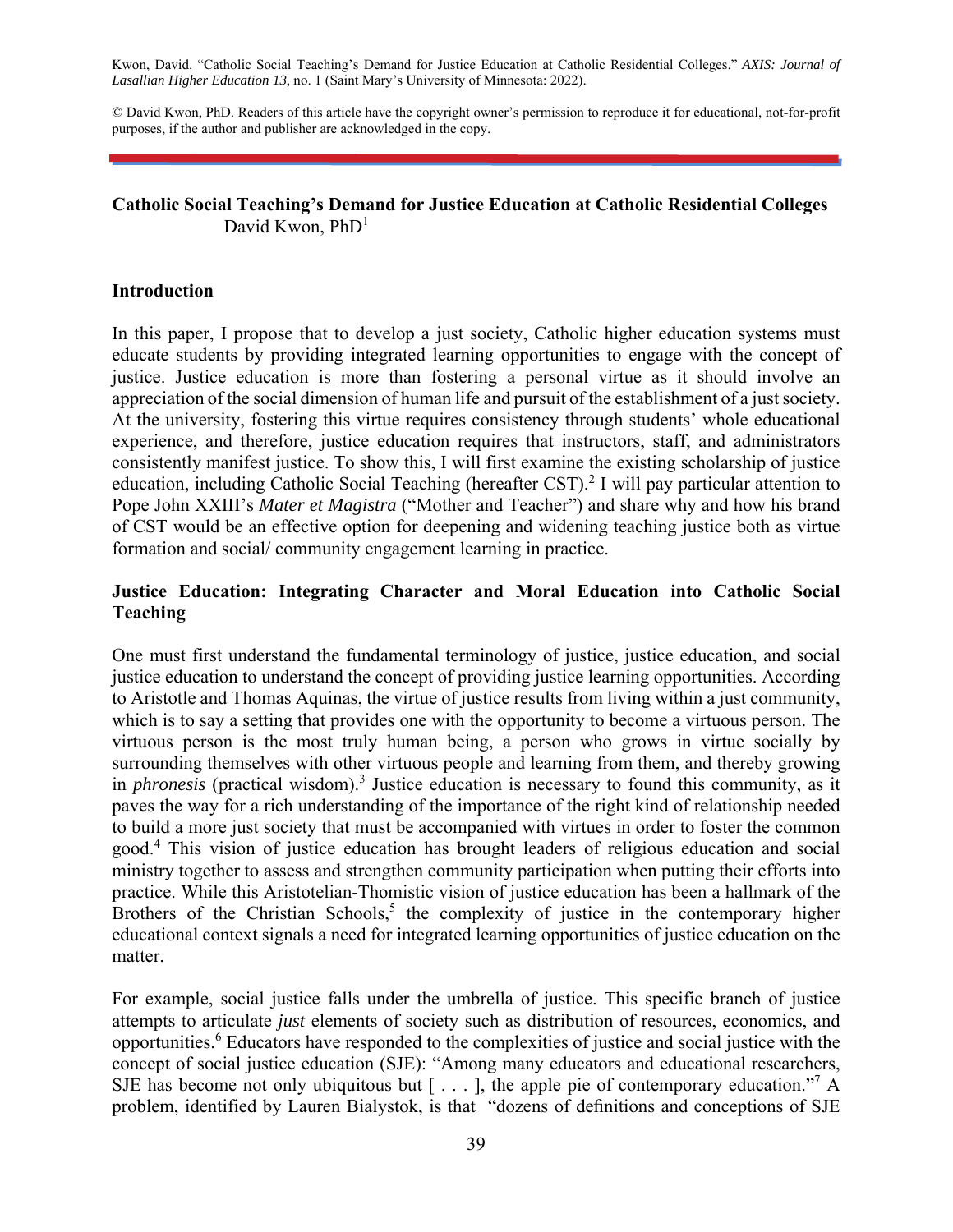Kwon, David. "Catholic Social Teaching's Demand for Justice Education at Catholic Residential Colleges." *AXIS: Journal of Lasallian Higher Education 13*, no. 1 (Saint Mary's University of Minnesota: 2022).

© David Kwon, PhD. Readers of this article have the copyright owner's permission to reproduce it for educational, not-for-profit purposes, if the author and publisher are acknowledged in the copy.

# Catholic Social Teaching's Demand for Justice Education at Catholic Residential Colleges

David Kwon, PhD[1]

## Introduction

In this paper, I propose that to develop a just society, Catholic higher education systems must educate students by providing integrated learning opportunities to engage with the concept of justice. Justice education is more than fostering a personal virtue as it should involve an appreciation of the social dimension of human life and pursuit of the establishment of a just society. At the university, fostering this virtue requires consistency through students' whole educational experience, and therefore, justice education requires that instructors, staff, and administrators consistently manifest justice. To show this, I will first examine the existing scholarship of justice education, including Catholic Social Teaching (hereafter CST).[2] I will pay particular attention to Pope John XXIII's *Mater et Magistra* ("Mother and Teacher") and share why and how his brand of CST would be an effective option for deepening and widening teaching justice both as virtue formation and social/ community engagement learning in practice.

## Justice Education: Integrating Character and Moral Education into Catholic Social Teaching

One must first understand the fundamental terminology of justice, justice education, and social justice education to understand the concept of providing justice learning opportunities. According to Aristotle and Thomas Aquinas, the virtue of justice results from living within a just community, which is to say a setting that provides one with the opportunity to become a virtuous person. The virtuous person is the most truly human being, a person who grows in virtue socially by surrounding themselves with other virtuous people and learning from them, and thereby growing in *phronesis* (practical wisdom).[3] Justice education is necessary to found this community, as it paves the way for a rich understanding of the importance of the right kind of relationship needed to build a more just society that must be accompanied with virtues in order to foster the common good.[4] This vision of justice education has brought leaders of religious education and social ministry together to assess and strengthen community participation when putting their efforts into practice. While this Aristotelian-Thomistic vision of justice education has been a hallmark of the Brothers of the Christian Schools,[5] the complexity of justice in the contemporary higher educational context signals a need for integrated learning opportunities of justice education on the matter.

For example, social justice falls under the umbrella of justice. This specific branch of justice attempts to articulate *just* elements of society such as distribution of resources, economics, and opportunities.[6] Educators have responded to the complexities of justice and social justice with the concept of social justice education (SJE): "Among many educators and educational researchers, SJE has become not only ubiquitous but [ . . . ], the apple pie of contemporary education."[7] A problem, identified by Lauren Bialystok, is that "dozens of definitions and conceptions of SJE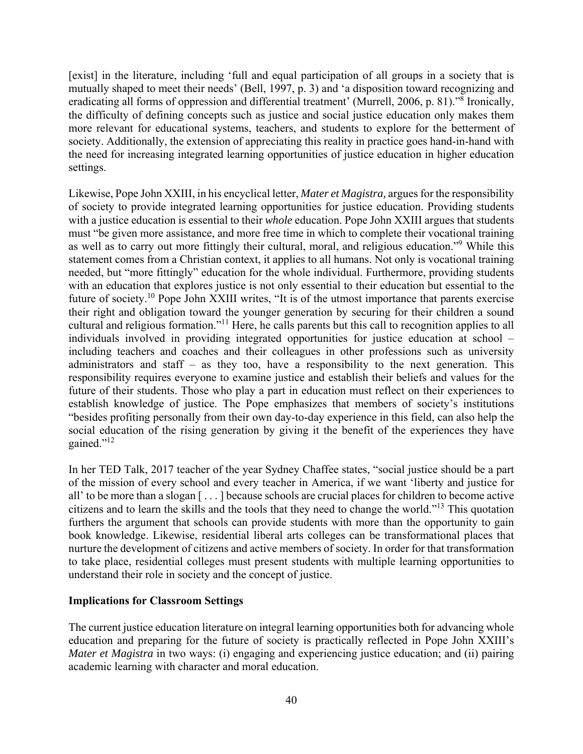[exist] in the literature, including 'full and equal participation of all groups in a society that is mutually shaped to meet their needs' (Bell, 1997, p. 3) and 'a disposition toward recognizing and eradicating all forms of oppression and differential treatment' (Murrell, 2006, p. 81)."[8] Ironically, the difficulty of defining concepts such as justice and social justice education only makes them more relevant for educational systems, teachers, and students to explore for the betterment of society. Additionally, the extension of appreciating this reality in practice goes hand-in-hand with the need for increasing integrated learning opportunities of justice education in higher education settings.

Likewise, Pope John XXIII, in his encyclical letter, *Mater et Magistra,* argues for the responsibility of society to provide integrated learning opportunities for justice education. Providing students with a justice education is essential to their *whole* education. Pope John XXIII argues that students must "be given more assistance, and more free time in which to complete their vocational training as well as to carry out more fittingly their cultural, moral, and religious education."[9] While this statement comes from a Christian context, it applies to all humans. Not only is vocational training needed, but "more fittingly" education for the whole individual. Furthermore, providing students with an education that explores justice is not only essential to their education but essential to the future of society.[10] Pope John XXIII writes, "It is of the utmost importance that parents exercise their right and obligation toward the younger generation by securing for their children a sound cultural and religious formation."[11] Here, he calls parents but this call to recognition applies to all individuals involved in providing integrated opportunities for justice education at school – including teachers and coaches and their colleagues in other professions such as university administrators and staff – as they too, have a responsibility to the next generation. This responsibility requires everyone to examine justice and establish their beliefs and values for the future of their students. Those who play a part in education must reflect on their experiences to establish knowledge of justice. The Pope emphasizes that members of society's institutions "besides profiting personally from their own day-to-day experience in this field, can also help the social education of the rising generation by giving it the benefit of the experiences they have gained."[12]

In her TED Talk, 2017 teacher of the year Sydney Chaffee states, "social justice should be a part of the mission of every school and every teacher in America, if we want 'liberty and justice for all' to be more than a slogan [ . . . ] because schools are crucial places for children to become active citizens and to learn the skills and the tools that they need to change the world."[13] This quotation furthers the argument that schools can provide students with more than the opportunity to gain book knowledge. Likewise, residential liberal arts colleges can be transformational places that nurture the development of citizens and active members of society. In order for that transformation to take place, residential colleges must present students with multiple learning opportunities to understand their role in society and the concept of justice.

**Implications for Classroom Settings**

The current justice education literature on integral learning opportunities both for advancing whole education and preparing for the future of society is practically reflected in Pope John XXIII's *Mater et Magistra* in two ways: (i) engaging and experiencing justice education; and (ii) pairing academic learning with character and moral education.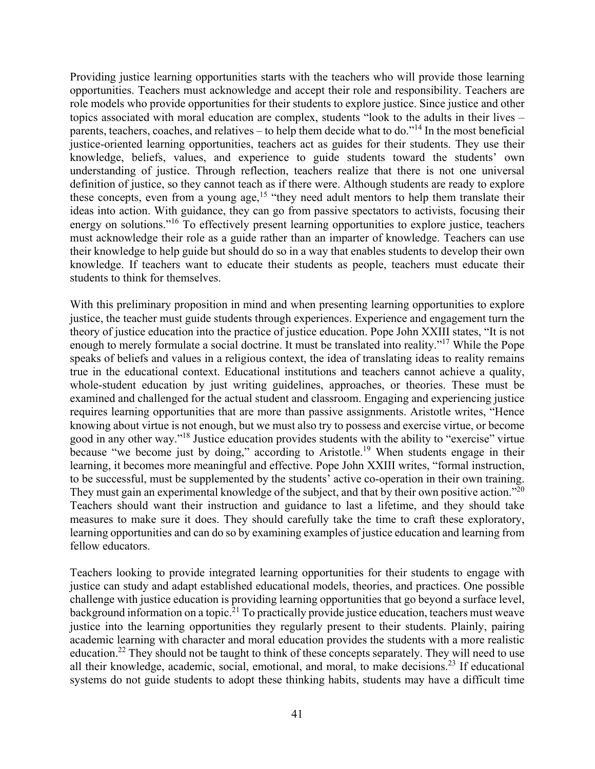Providing justice learning opportunities starts with the teachers who will provide those learning opportunities. Teachers must acknowledge and accept their role and responsibility. Teachers are role models who provide opportunities for their students to explore justice. Since justice and other topics associated with moral education are complex, students "look to the adults in their lives – parents, teachers, coaches, and relatives – to help them decide what to do."[14] In the most beneficial justice-oriented learning opportunities, teachers act as guides for their students. They use their knowledge, beliefs, values, and experience to guide students toward the students' own understanding of justice. Through reflection, teachers realize that there is not one universal definition of justice, so they cannot teach as if there were. Although students are ready to explore these concepts, even from a young age,[15] "they need adult mentors to help them translate their ideas into action. With guidance, they can go from passive spectators to activists, focusing their energy on solutions."[16] To effectively present learning opportunities to explore justice, teachers must acknowledge their role as a guide rather than an imparter of knowledge. Teachers can use their knowledge to help guide but should do so in a way that enables students to develop their own knowledge. If teachers want to educate their students as people, teachers must educate their students to think for themselves.

With this preliminary proposition in mind and when presenting learning opportunities to explore justice, the teacher must guide students through experiences. Experience and engagement turn the theory of justice education into the practice of justice education. Pope John XXIII states, "It is not enough to merely formulate a social doctrine. It must be translated into reality."[17] While the Pope speaks of beliefs and values in a religious context, the idea of translating ideas to reality remains true in the educational context. Educational institutions and teachers cannot achieve a quality, whole-student education by just writing guidelines, approaches, or theories. These must be examined and challenged for the actual student and classroom. Engaging and experiencing justice requires learning opportunities that are more than passive assignments. Aristotle writes, "Hence knowing about virtue is not enough, but we must also try to possess and exercise virtue, or become good in any other way."[18] Justice education provides students with the ability to "exercise" virtue because "we become just by doing," according to Aristotle.[19] When students engage in their learning, it becomes more meaningful and effective. Pope John XXIII writes, "formal instruction, to be successful, must be supplemented by the students' active co-operation in their own training. They must gain an experimental knowledge of the subject, and that by their own positive action."[20] Teachers should want their instruction and guidance to last a lifetime, and they should take measures to make sure it does. They should carefully take the time to craft these exploratory, learning opportunities and can do so by examining examples of justice education and learning from fellow educators.

Teachers looking to provide integrated learning opportunities for their students to engage with justice can study and adapt established educational models, theories, and practices. One possible challenge with justice education is providing learning opportunities that go beyond a surface level, background information on a topic.[21] To practically provide justice education, teachers must weave justice into the learning opportunities they regularly present to their students. Plainly, pairing academic learning with character and moral education provides the students with a more realistic education.[22] They should not be taught to think of these concepts separately. They will need to use all their knowledge, academic, social, emotional, and moral, to make decisions.[23] If educational systems do not guide students to adopt these thinking habits, students may have a difficult time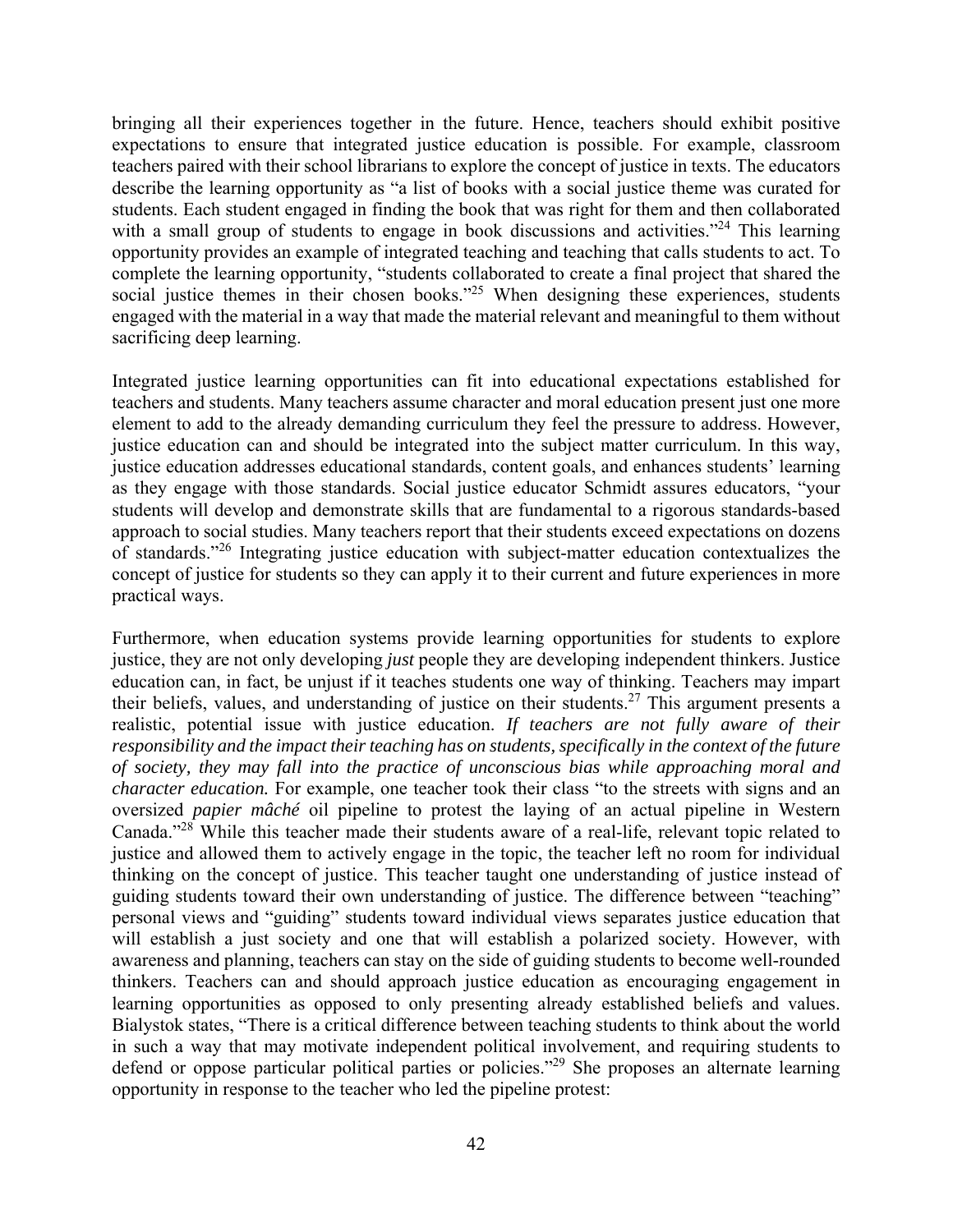bringing all their experiences together in the future. Hence, teachers should exhibit positive expectations to ensure that integrated justice education is possible. For example, classroom teachers paired with their school librarians to explore the concept of justice in texts. The educators describe the learning opportunity as "a list of books with a social justice theme was curated for students. Each student engaged in finding the book that was right for them and then collaborated with a small group of students to engage in book discussions and activities."[24] This learning opportunity provides an example of integrated teaching and teaching that calls students to act. To complete the learning opportunity, "students collaborated to create a final project that shared the social justice themes in their chosen books."[25] When designing these experiences, students engaged with the material in a way that made the material relevant and meaningful to them without sacrificing deep learning.

Integrated justice learning opportunities can fit into educational expectations established for teachers and students. Many teachers assume character and moral education present just one more element to add to the already demanding curriculum they feel the pressure to address. However, justice education can and should be integrated into the subject matter curriculum. In this way, justice education addresses educational standards, content goals, and enhances students' learning as they engage with those standards. Social justice educator Schmidt assures educators, "your students will develop and demonstrate skills that are fundamental to a rigorous standards-based approach to social studies. Many teachers report that their students exceed expectations on dozens of standards."[26] Integrating justice education with subject-matter education contextualizes the concept of justice for students so they can apply it to their current and future experiences in more practical ways.

Furthermore, when education systems provide learning opportunities for students to explore justice, they are not only developing *just* people they are developing independent thinkers. Justice education can, in fact, be unjust if it teaches students one way of thinking. Teachers may impart their beliefs, values, and understanding of justice on their students.[27] This argument presents a realistic, potential issue with justice education. *If teachers are not fully aware of their responsibility and the impact their teaching has on students, specifically in the context of the future of society, they may fall into the practice of unconscious bias while approaching moral and character education.* For example, one teacher took their class "to the streets with signs and an oversized *papier mâché* oil pipeline to protest the laying of an actual pipeline in Western Canada."[28] While this teacher made their students aware of a real-life, relevant topic related to justice and allowed them to actively engage in the topic, the teacher left no room for individual thinking on the concept of justice. This teacher taught one understanding of justice instead of guiding students toward their own understanding of justice. The difference between "teaching" personal views and "guiding" students toward individual views separates justice education that will establish a just society and one that will establish a polarized society. However, with awareness and planning, teachers can stay on the side of guiding students to become well-rounded thinkers. Teachers can and should approach justice education as encouraging engagement in learning opportunities as opposed to only presenting already established beliefs and values. Bialystok states, "There is a critical difference between teaching students to think about the world in such a way that may motivate independent political involvement, and requiring students to defend or oppose particular political parties or policies."[29] She proposes an alternate learning opportunity in response to the teacher who led the pipeline protest: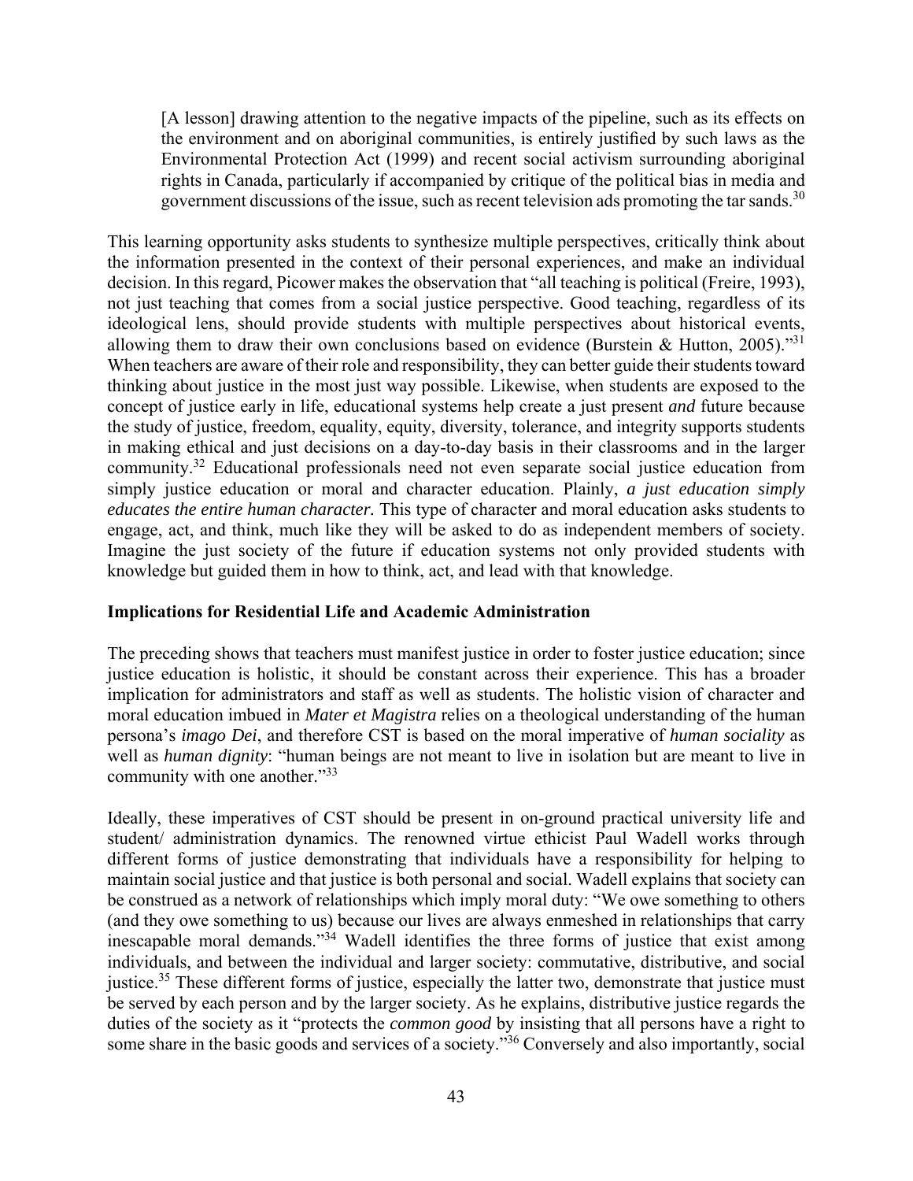> [A lesson] drawing attention to the negative impacts of the pipeline, such as its effects on the environment and on aboriginal communities, is entirely justified by such laws as the Environmental Protection Act (1999) and recent social activism surrounding aboriginal rights in Canada, particularly if accompanied by critique of the political bias in media and government discussions of the issue, such as recent television ads promoting the tar sands.[30]

This learning opportunity asks students to synthesize multiple perspectives, critically think about the information presented in the context of their personal experiences, and make an individual decision. In this regard, Picower makes the observation that "all teaching is political (Freire, 1993), not just teaching that comes from a social justice perspective. Good teaching, regardless of its ideological lens, should provide students with multiple perspectives about historical events, allowing them to draw their own conclusions based on evidence (Burstein & Hutton, 2005)."[31] When teachers are aware of their role and responsibility, they can better guide their students toward thinking about justice in the most just way possible. Likewise, when students are exposed to the concept of justice early in life, educational systems help create a just present *and* future because the study of justice, freedom, equality, equity, diversity, tolerance, and integrity supports students in making ethical and just decisions on a day-to-day basis in their classrooms and in the larger community.[32] Educational professionals need not even separate social justice education from simply justice education or moral and character education. Plainly, *a just education simply educates the entire human character.* This type of character and moral education asks students to engage, act, and think, much like they will be asked to do as independent members of society. Imagine the just society of the future if education systems not only provided students with knowledge but guided them in how to think, act, and lead with that knowledge.

**Implications for Residential Life and Academic Administration**

The preceding shows that teachers must manifest justice in order to foster justice education; since justice education is holistic, it should be constant across their experience. This has a broader implication for administrators and staff as well as students. The holistic vision of character and moral education imbued in *Mater et Magistra* relies on a theological understanding of the human persona's *imago Dei*, and therefore CST is based on the moral imperative of *human sociality* as well as *human dignity*: "human beings are not meant to live in isolation but are meant to live in community with one another."[33]

Ideally, these imperatives of CST should be present in on-ground practical university life and student/ administration dynamics. The renowned virtue ethicist Paul Wadell works through different forms of justice demonstrating that individuals have a responsibility for helping to maintain social justice and that justice is both personal and social. Wadell explains that society can be construed as a network of relationships which imply moral duty: "We owe something to others (and they owe something to us) because our lives are always enmeshed in relationships that carry inescapable moral demands."[34] Wadell identifies the three forms of justice that exist among individuals, and between the individual and larger society: commutative, distributive, and social justice.[35] These different forms of justice, especially the latter two, demonstrate that justice must be served by each person and by the larger society. As he explains, distributive justice regards the duties of the society as it "protects the *common good* by insisting that all persons have a right to some share in the basic goods and services of a society."[36] Conversely and also importantly, social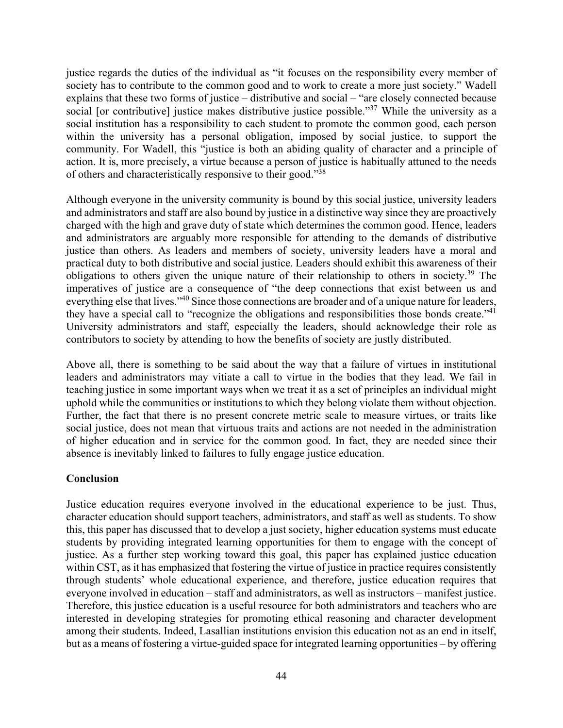justice regards the duties of the individual as "it focuses on the responsibility every member of society has to contribute to the common good and to work to create a more just society." Wadell explains that these two forms of justice – distributive and social – "are closely connected because social [or contributive] justice makes distributive justice possible."[37] While the university as a social institution has a responsibility to each student to promote the common good, each person within the university has a personal obligation, imposed by social justice, to support the community. For Wadell, this "justice is both an abiding quality of character and a principle of action. It is, more precisely, a virtue because a person of justice is habitually attuned to the needs of others and characteristically responsive to their good."[38]

Although everyone in the university community is bound by this social justice, university leaders and administrators and staff are also bound by justice in a distinctive way since they are proactively charged with the high and grave duty of state which determines the common good. Hence, leaders and administrators are arguably more responsible for attending to the demands of distributive justice than others. As leaders and members of society, university leaders have a moral and practical duty to both distributive and social justice. Leaders should exhibit this awareness of their obligations to others given the unique nature of their relationship to others in society.[39] The imperatives of justice are a consequence of "the deep connections that exist between us and everything else that lives."[40] Since those connections are broader and of a unique nature for leaders, they have a special call to "recognize the obligations and responsibilities those bonds create."[41] University administrators and staff, especially the leaders, should acknowledge their role as contributors to society by attending to how the benefits of society are justly distributed.

Above all, there is something to be said about the way that a failure of virtues in institutional leaders and administrators may vitiate a call to virtue in the bodies that they lead. We fail in teaching justice in some important ways when we treat it as a set of principles an individual might uphold while the communities or institutions to which they belong violate them without objection. Further, the fact that there is no present concrete metric scale to measure virtues, or traits like social justice, does not mean that virtuous traits and actions are not needed in the administration of higher education and in service for the common good. In fact, they are needed since their absence is inevitably linked to failures to fully engage justice education.

**Conclusion**

Justice education requires everyone involved in the educational experience to be just. Thus, character education should support teachers, administrators, and staff as well as students. To show this, this paper has discussed that to develop a just society, higher education systems must educate students by providing integrated learning opportunities for them to engage with the concept of justice. As a further step working toward this goal, this paper has explained justice education within CST, as it has emphasized that fostering the virtue of justice in practice requires consistently through students' whole educational experience, and therefore, justice education requires that everyone involved in education – staff and administrators, as well as instructors – manifest justice. Therefore, this justice education is a useful resource for both administrators and teachers who are interested in developing strategies for promoting ethical reasoning and character development among their students. Indeed, Lasallian institutions envision this education not as an end in itself, but as a means of fostering a virtue-guided space for integrated learning opportunities – by offering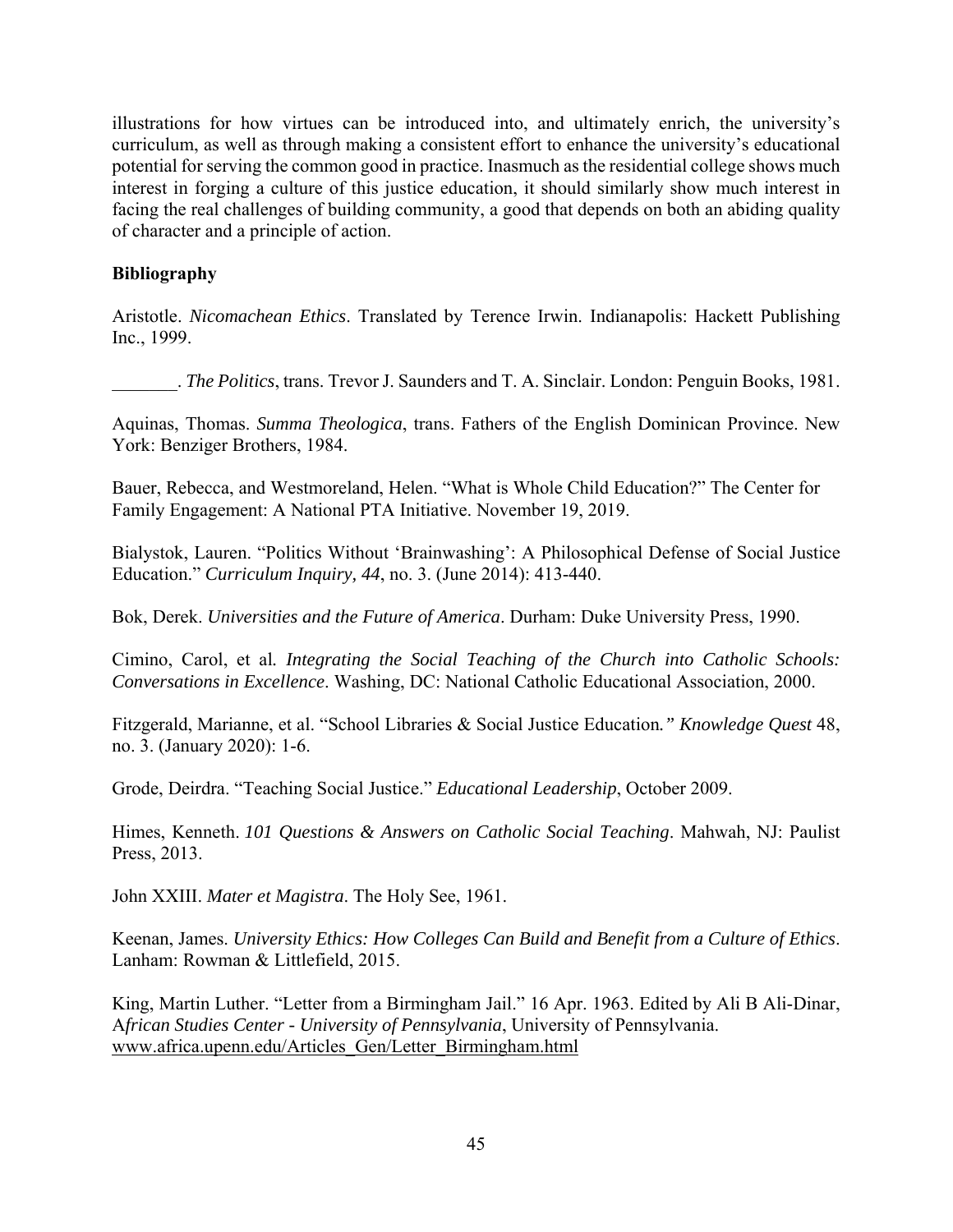illustrations for how virtues can be introduced into, and ultimately enrich, the university's curriculum, as well as through making a consistent effort to enhance the university's educational potential for serving the common good in practice. Inasmuch as the residential college shows much interest in forging a culture of this justice education, it should similarly show much interest in facing the real challenges of building community, a good that depends on both an abiding quality of character and a principle of action.

**Bibliography**

Aristotle. *Nicomachean Ethics*. Translated by Terence Irwin. Indianapolis: Hackett Publishing Inc., 1999.

_______. *The Politics*, trans. Trevor J. Saunders and T. A. Sinclair. London: Penguin Books, 1981.

Aquinas, Thomas. *Summa Theologica*, trans. Fathers of the English Dominican Province. New York: Benziger Brothers, 1984.

Bauer, Rebecca, and Westmoreland, Helen. "What is Whole Child Education?" The Center for Family Engagement: A National PTA Initiative. November 19, 2019.

Bialystok, Lauren. "Politics Without 'Brainwashing': A Philosophical Defense of Social Justice Education." *Curriculum Inquiry, 44*, no. 3. (June 2014): 413-440.

Bok, Derek. *Universities and the Future of America*. Durham: Duke University Press, 1990.

Cimino, Carol, et al. *Integrating the Social Teaching of the Church into Catholic Schools: Conversations in Excellence*. Washing, DC: National Catholic Educational Association, 2000.

Fitzgerald, Marianne, et al. "School Libraries & Social Justice Education*." Knowledge Quest* 48, no. 3. (January 2020): 1-6.

Grode, Deirdra. "Teaching Social Justice." *Educational Leadership*, October 2009.

Himes, Kenneth. *101 Questions & Answers on Catholic Social Teaching*. Mahwah, NJ: Paulist Press, 2013.

John XXIII. *Mater et Magistra*. The Holy See, 1961.

Keenan, James. *University Ethics: How Colleges Can Build and Benefit from a Culture of Ethics*. Lanham: Rowman & Littlefield, 2015.

King, Martin Luther. "Letter from a Birmingham Jail." 16 Apr. 1963. Edited by Ali B Ali-Dinar, A*frican Studies Center - University of Pennsylvania*, University of Pennsylvania. www.africa.upenn.edu/Articles_Gen/Letter_Birmingham.html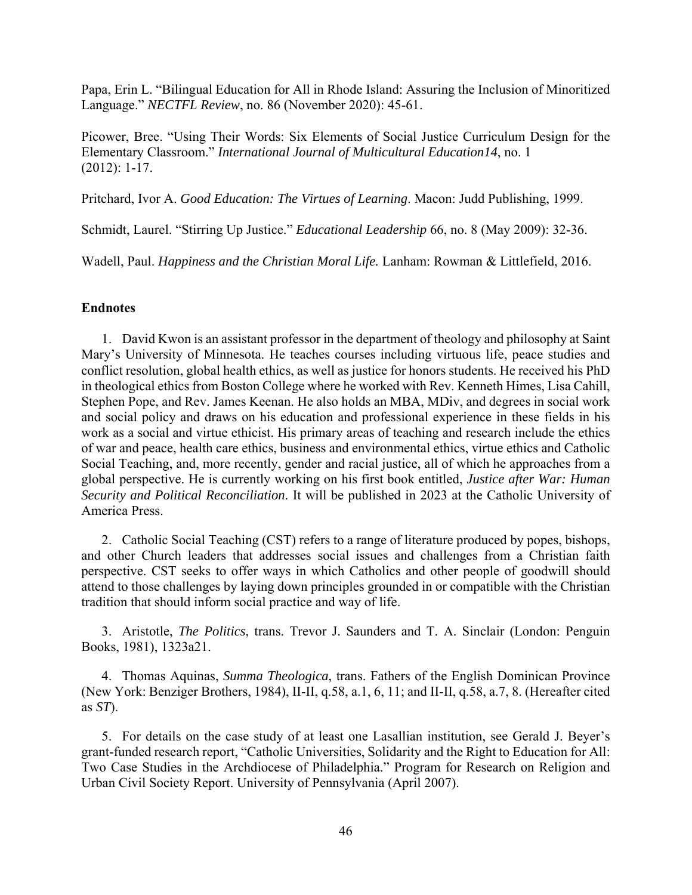Papa, Erin L. "Bilingual Education for All in Rhode Island: Assuring the Inclusion of Minoritized Language." *NECTFL Review*, no. 86 (November 2020): 45-61.

Picower, Bree. "Using Their Words: Six Elements of Social Justice Curriculum Design for the Elementary Classroom." *International Journal of Multicultural Education14*, no. 1 (2012): 1-17.

Pritchard, Ivor A. *Good Education: The Virtues of Learning*. Macon: Judd Publishing, 1999.

Schmidt, Laurel. "Stirring Up Justice." *Educational Leadership* 66, no. 8 (May 2009): 32-36.

Wadell, Paul. *Happiness and the Christian Moral Life.* Lanham: Rowman & Littlefield, 2016.

## Endnotes

1. David Kwon is an assistant professor in the department of theology and philosophy at Saint Mary's University of Minnesota. He teaches courses including virtuous life, peace studies and conflict resolution, global health ethics, as well as justice for honors students. He received his PhD in theological ethics from Boston College where he worked with Rev. Kenneth Himes, Lisa Cahill, Stephen Pope, and Rev. James Keenan. He also holds an MBA, MDiv, and degrees in social work and social policy and draws on his education and professional experience in these fields in his work as a social and virtue ethicist. His primary areas of teaching and research include the ethics of war and peace, health care ethics, business and environmental ethics, virtue ethics and Catholic Social Teaching, and, more recently, gender and racial justice, all of which he approaches from a global perspective. He is currently working on his first book entitled, *Justice after War: Human Security and Political Reconciliation*. It will be published in 2023 at the Catholic University of America Press.

2. Catholic Social Teaching (CST) refers to a range of literature produced by popes, bishops, and other Church leaders that addresses social issues and challenges from a Christian faith perspective. CST seeks to offer ways in which Catholics and other people of goodwill should attend to those challenges by laying down principles grounded in or compatible with the Christian tradition that should inform social practice and way of life.

3. Aristotle, *The Politics*, trans. Trevor J. Saunders and T. A. Sinclair (London: Penguin Books, 1981), 1323a21.

4. Thomas Aquinas, *Summa Theologica*, trans. Fathers of the English Dominican Province (New York: Benziger Brothers, 1984), II-II, q.58, a.1, 6, 11; and II-II, q.58, a.7, 8. (Hereafter cited as *ST*).

5. For details on the case study of at least one Lasallian institution, see Gerald J. Beyer's grant-funded research report, "Catholic Universities, Solidarity and the Right to Education for All: Two Case Studies in the Archdiocese of Philadelphia." Program for Research on Religion and Urban Civil Society Report. University of Pennsylvania (April 2007).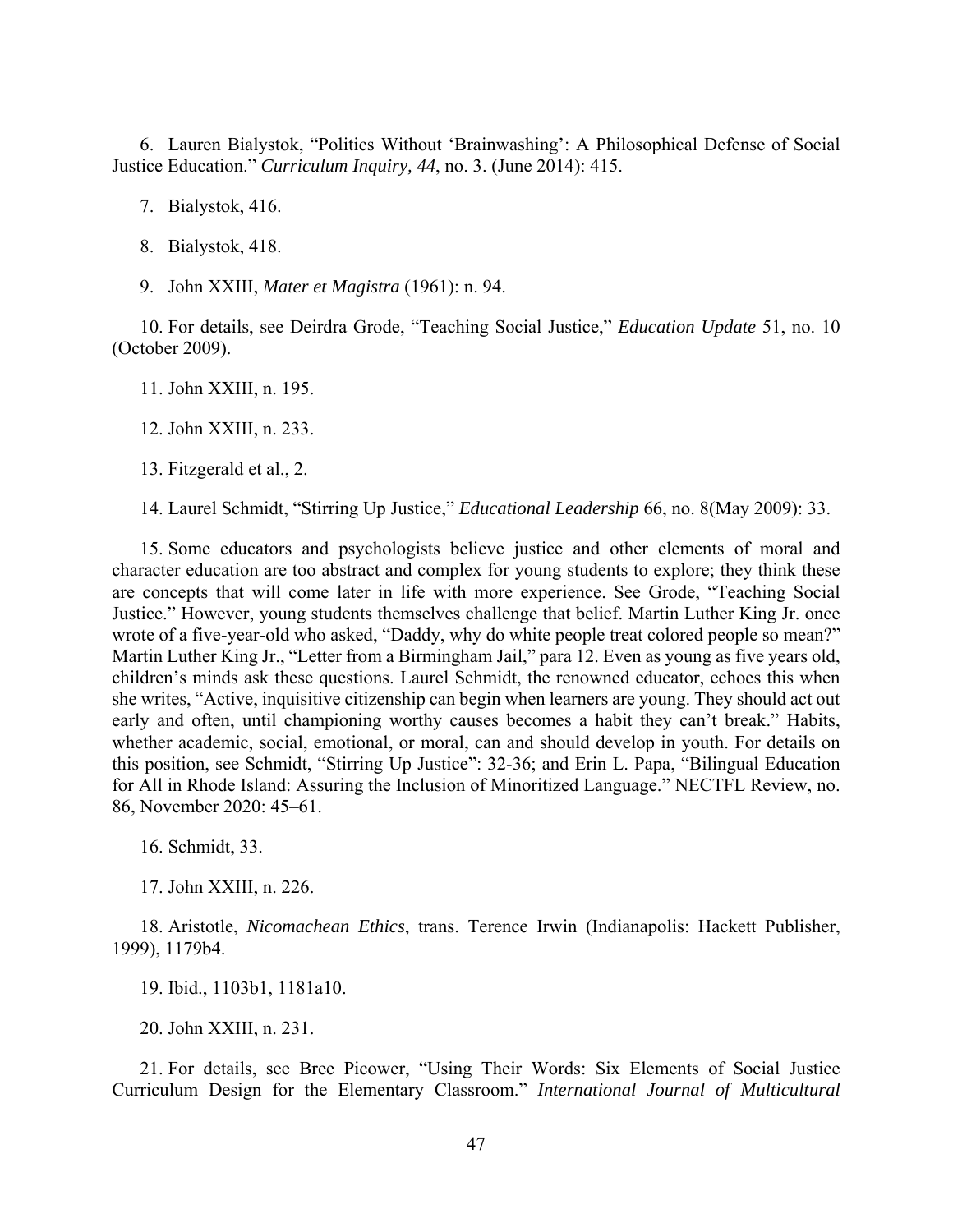6. Lauren Bialystok, "Politics Without 'Brainwashing': A Philosophical Defense of Social Justice Education." *Curriculum Inquiry, 44*, no. 3. (June 2014): 415.

7. Bialystok, 416.

8. Bialystok, 418.

9. John XXIII, *Mater et Magistra* (1961): n. 94.

10. For details, see Deirdra Grode, "Teaching Social Justice," *Education Update* 51, no. 10 (October 2009).

11. John XXIII, n. 195.

12. John XXIII, n. 233.

13. Fitzgerald et al., 2.

14. Laurel Schmidt, "Stirring Up Justice," *Educational Leadership* 66, no. 8(May 2009): 33.

15. Some educators and psychologists believe justice and other elements of moral and character education are too abstract and complex for young students to explore; they think these are concepts that will come later in life with more experience. See Grode, "Teaching Social Justice." However, young students themselves challenge that belief. Martin Luther King Jr. once wrote of a five-year-old who asked, "Daddy, why do white people treat colored people so mean?" Martin Luther King Jr., "Letter from a Birmingham Jail," para 12. Even as young as five years old, children's minds ask these questions. Laurel Schmidt, the renowned educator, echoes this when she writes, "Active, inquisitive citizenship can begin when learners are young. They should act out early and often, until championing worthy causes becomes a habit they can't break." Habits, whether academic, social, emotional, or moral, can and should develop in youth. For details on this position, see Schmidt, "Stirring Up Justice": 32-36; and Erin L. Papa, "Bilingual Education for All in Rhode Island: Assuring the Inclusion of Minoritized Language." NECTFL Review, no. 86, November 2020: 45–61.

16. Schmidt, 33.

17. John XXIII, n. 226.

18. Aristotle, *Nicomachean Ethics*, trans. Terence Irwin (Indianapolis: Hackett Publisher, 1999), 1179b4.

19. Ibid., 1103b1, 1181a10.

20. John XXIII, n. 231.

21. For details, see Bree Picower, "Using Their Words: Six Elements of Social Justice Curriculum Design for the Elementary Classroom." *International Journal of Multicultural*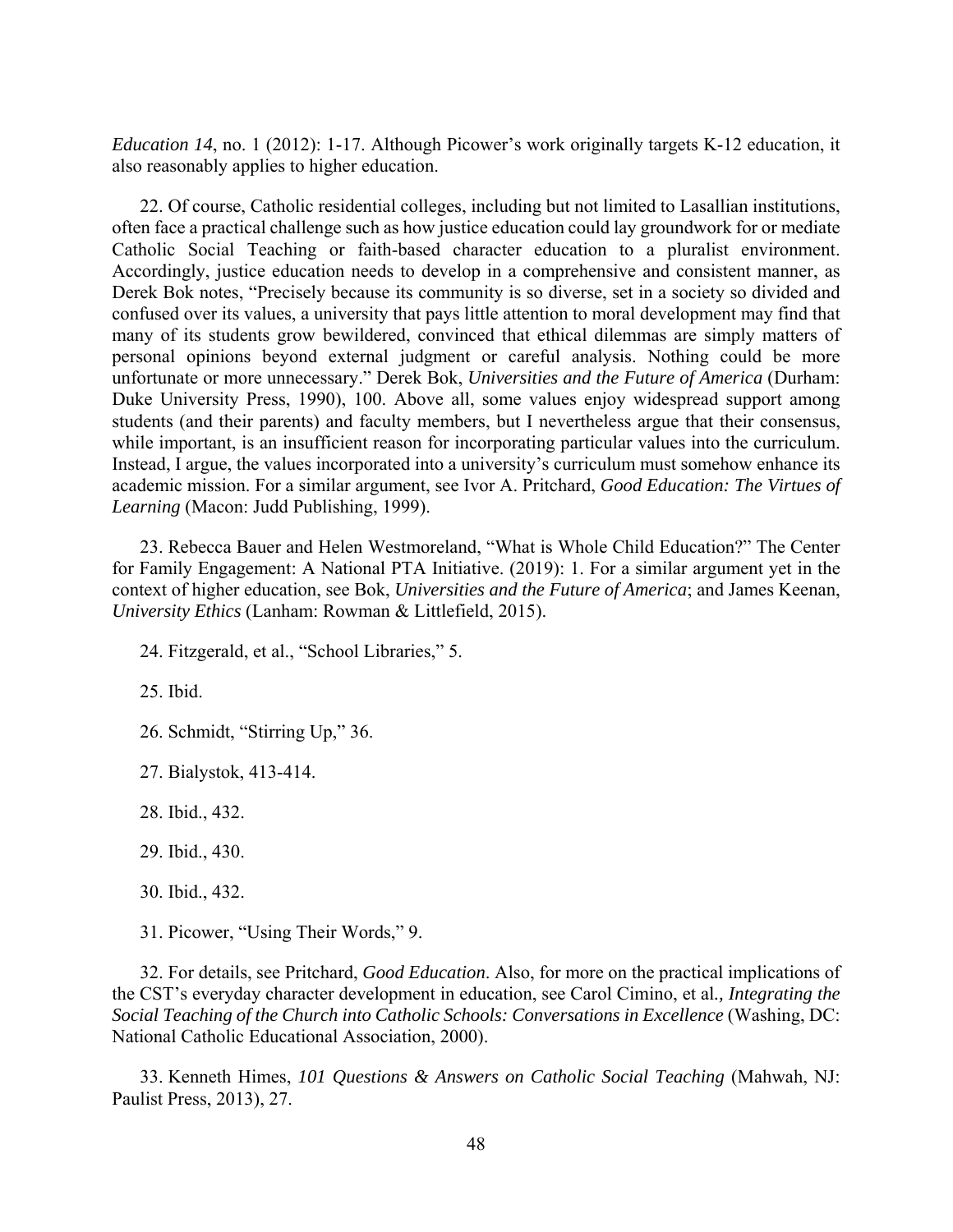*Education 14*, no. 1 (2012): 1-17. Although Picower's work originally targets K-12 education, it also reasonably applies to higher education.

22. Of course, Catholic residential colleges, including but not limited to Lasallian institutions, often face a practical challenge such as how justice education could lay groundwork for or mediate Catholic Social Teaching or faith-based character education to a pluralist environment. Accordingly, justice education needs to develop in a comprehensive and consistent manner, as Derek Bok notes, "Precisely because its community is so diverse, set in a society so divided and confused over its values, a university that pays little attention to moral development may find that many of its students grow bewildered, convinced that ethical dilemmas are simply matters of personal opinions beyond external judgment or careful analysis. Nothing could be more unfortunate or more unnecessary." Derek Bok, *Universities and the Future of America* (Durham: Duke University Press, 1990), 100. Above all, some values enjoy widespread support among students (and their parents) and faculty members, but I nevertheless argue that their consensus, while important, is an insufficient reason for incorporating particular values into the curriculum. Instead, I argue, the values incorporated into a university's curriculum must somehow enhance its academic mission. For a similar argument, see Ivor A. Pritchard, *Good Education: The Virtues of Learning* (Macon: Judd Publishing, 1999).

23. Rebecca Bauer and Helen Westmoreland, "What is Whole Child Education?" The Center for Family Engagement: A National PTA Initiative. (2019): 1. For a similar argument yet in the context of higher education, see Bok, *Universities and the Future of America*; and James Keenan, *University Ethics* (Lanham: Rowman & Littlefield, 2015).

24. Fitzgerald, et al., "School Libraries," 5.

25. Ibid.

26. Schmidt, "Stirring Up," 36.

27. Bialystok, 413-414.

28. Ibid., 432.

29. Ibid., 430.

30. Ibid., 432.

31. Picower, "Using Their Words," 9.

32. For details, see Pritchard, *Good Education*. Also, for more on the practical implications of the CST's everyday character development in education, see Carol Cimino, et al*., Integrating the Social Teaching of the Church into Catholic Schools: Conversations in Excellence* (Washing, DC: National Catholic Educational Association, 2000).

33. Kenneth Himes, *101 Questions & Answers on Catholic Social Teaching* (Mahwah, NJ: Paulist Press, 2013), 27.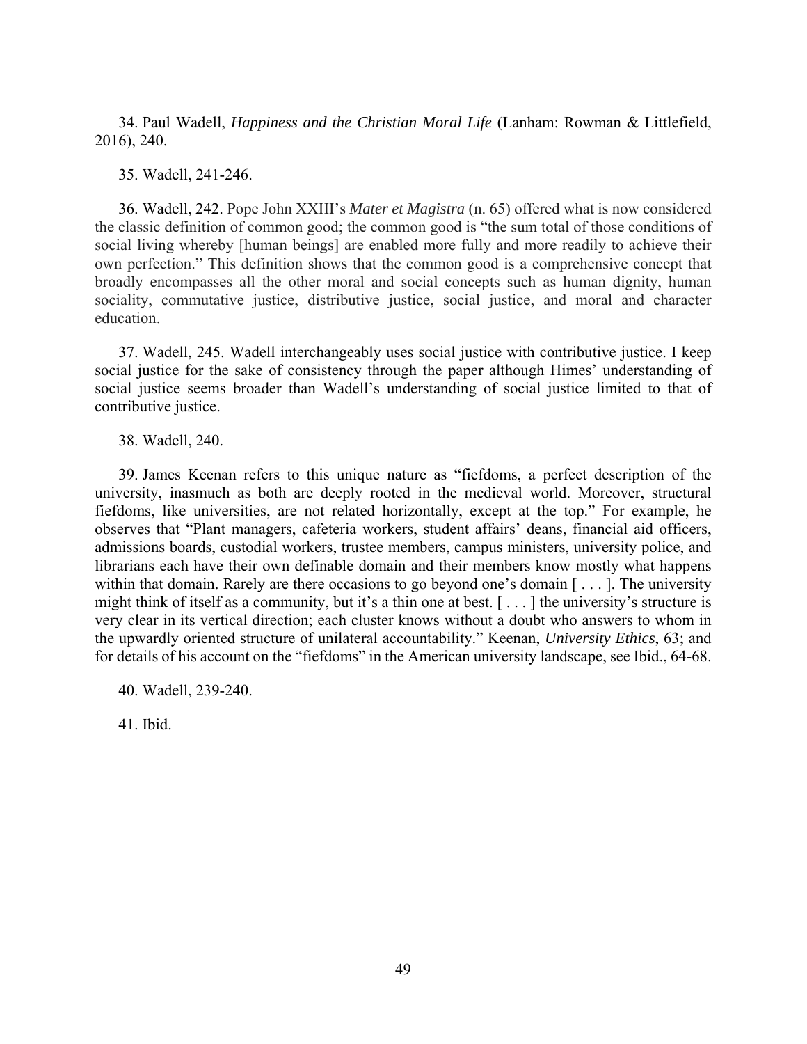34. Paul Wadell, *Happiness and the Christian Moral Life* (Lanham: Rowman & Littlefield, 2016), 240.

35. Wadell, 241-246.

36. Wadell, 242. Pope John XXIII's *Mater et Magistra* (n. 65) offered what is now considered the classic definition of common good; the common good is "the sum total of those conditions of social living whereby [human beings] are enabled more fully and more readily to achieve their own perfection." This definition shows that the common good is a comprehensive concept that broadly encompasses all the other moral and social concepts such as human dignity, human sociality, commutative justice, distributive justice, social justice, and moral and character education.

37. Wadell, 245. Wadell interchangeably uses social justice with contributive justice. I keep social justice for the sake of consistency through the paper although Himes' understanding of social justice seems broader than Wadell's understanding of social justice limited to that of contributive justice.

38. Wadell, 240.

39. James Keenan refers to this unique nature as "fiefdoms, a perfect description of the university, inasmuch as both are deeply rooted in the medieval world. Moreover, structural fiefdoms, like universities, are not related horizontally, except at the top." For example, he observes that "Plant managers, cafeteria workers, student affairs' deans, financial aid officers, admissions boards, custodial workers, trustee members, campus ministers, university police, and librarians each have their own definable domain and their members know mostly what happens within that domain. Rarely are there occasions to go beyond one's domain [ . . . ]. The university might think of itself as a community, but it's a thin one at best. [ . . . ] the university's structure is very clear in its vertical direction; each cluster knows without a doubt who answers to whom in the upwardly oriented structure of unilateral accountability." Keenan, *University Ethics*, 63; and for details of his account on the "fiefdoms" in the American university landscape, see Ibid., 64-68.

40. Wadell, 239-240.

41. Ibid.